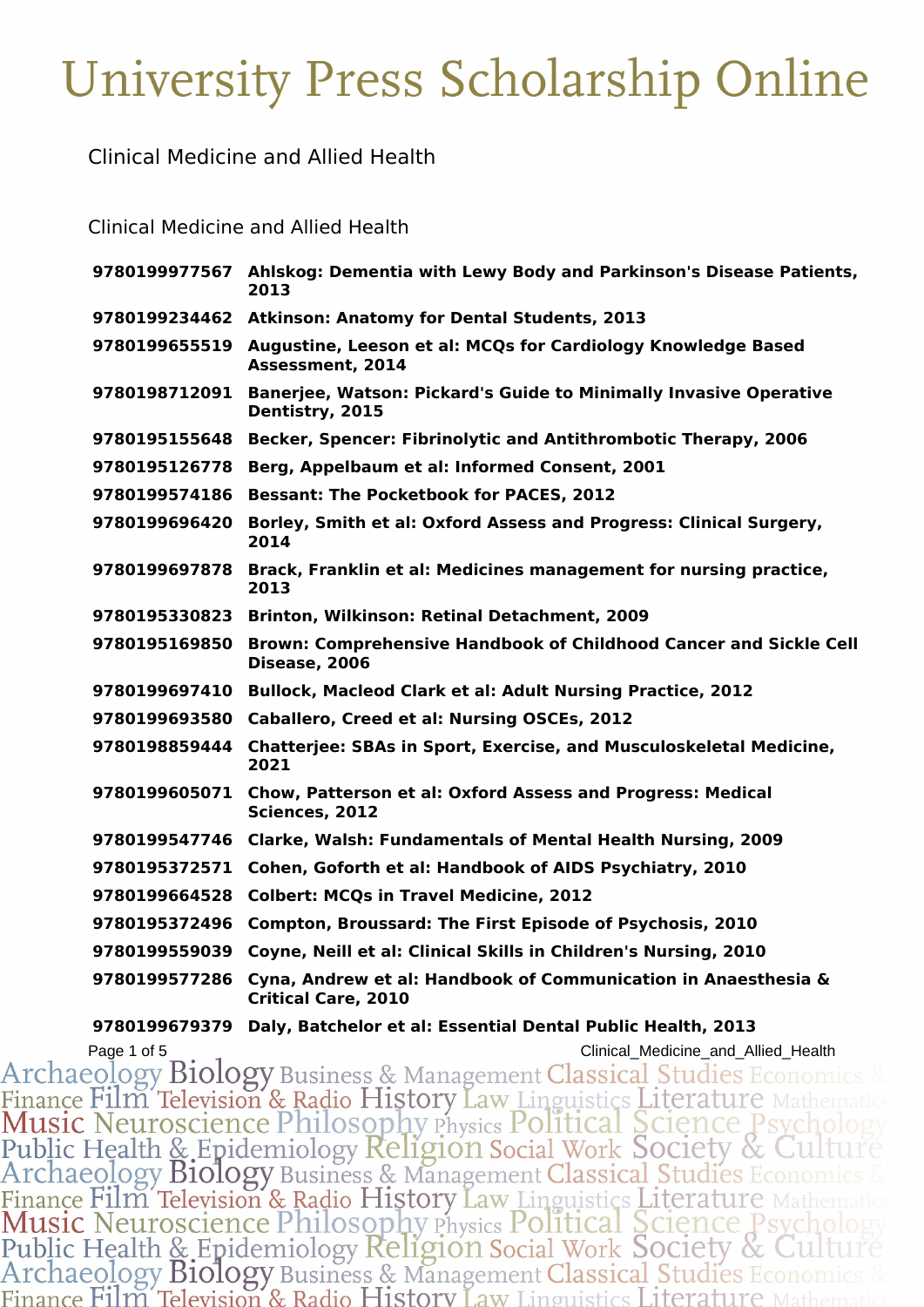# University Press Scholarship Online

## Clinical Medicine and Allied Health

### Clinical Medicine and Allied Health

| | |
|---|---|
| **9780199977567** | **Ahlskog: Dementia with Lewy Body and Parkinson's Disease Patients, 2013** |
| **9780199234462** | **Atkinson: Anatomy for Dental Students, 2013** |
| **9780199655519** | **Augustine, Leeson et al: MCQs for Cardiology Knowledge Based Assessment, 2014** |
| **9780198712091** | **Banerjee, Watson: Pickard's Guide to Minimally Invasive Operative Dentistry, 2015** |
| **9780195155648** | **Becker, Spencer: Fibrinolytic and Antithrombotic Therapy, 2006** |
| **9780195126778** | **Berg, Appelbaum et al: Informed Consent, 2001** |
| **9780199574186** | **Bessant: The Pocketbook for PACES, 2012** |
| **9780199696420** | **Borley, Smith et al: Oxford Assess and Progress: Clinical Surgery, 2014** |
| **9780199697878** | **Brack, Franklin et al: Medicines management for nursing practice, 2013** |
| **9780195330823** | **Brinton, Wilkinson: Retinal Detachment, 2009** |
| **9780195169850** | **Brown: Comprehensive Handbook of Childhood Cancer and Sickle Cell Disease, 2006** |
| **9780199697410** | **Bullock, Macleod Clark et al: Adult Nursing Practice, 2012** |
| **9780199693580** | **Caballero, Creed et al: Nursing OSCEs, 2012** |
| **9780198859444** | **Chatterjee: SBAs in Sport, Exercise, and Musculoskeletal Medicine, 2021** |
| **9780199605071** | **Chow, Patterson et al: Oxford Assess and Progress: Medical Sciences, 2012** |
| **9780199547746** | **Clarke, Walsh: Fundamentals of Mental Health Nursing, 2009** |
| **9780195372571** | **Cohen, Goforth et al: Handbook of AIDS Psychiatry, 2010** |
| **9780199664528** | **Colbert: MCQs in Travel Medicine, 2012** |
| **9780195372496** | **Compton, Broussard: The First Episode of Psychosis, 2010** |
| **9780199559039** | **Coyne, Neill et al: Clinical Skills in Children's Nursing, 2010** |
| **9780199577286** | **Cyna, Andrew et al: Handbook of Communication in Anaesthesia & Critical Care, 2010** |
| **9780199679379** | **Daly, Batchelor et al: Essential Dental Public Health, 2013** |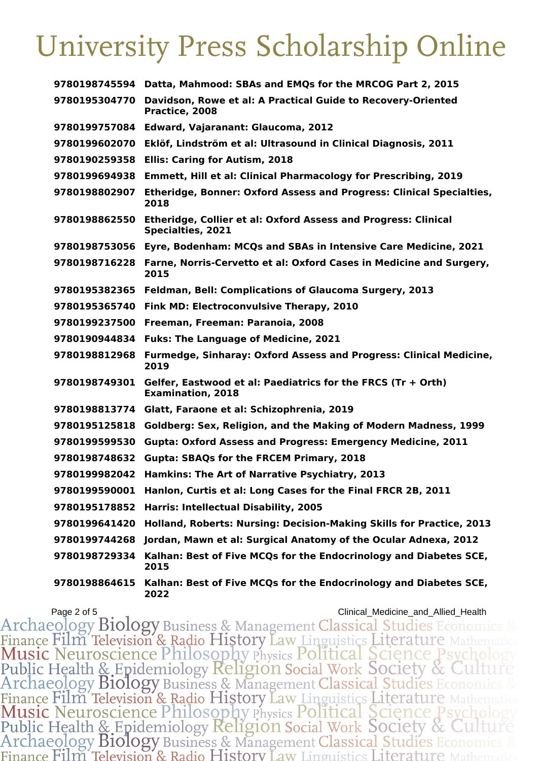| | |
|---|---|
| 9780198745594 | Datta, Mahmood: SBAs and EMQs for the MRCOG Part 2, 2015 |
| 9780195304770 | Davidson, Rowe et al: A Practical Guide to Recovery-Oriented Practice, 2008 |
| 9780199757084 | Edward, Vajaranant: Glaucoma, 2012 |
| 9780199602070 | Eklöf, Lindström et al: Ultrasound in Clinical Diagnosis, 2011 |
| 9780190259358 | Ellis: Caring for Autism, 2018 |
| 9780199694938 | Emmett, Hill et al: Clinical Pharmacology for Prescribing, 2019 |
| 9780198802907 | Etheridge, Bonner: Oxford Assess and Progress: Clinical Specialties, 2018 |
| 9780198862550 | Etheridge, Collier et al: Oxford Assess and Progress: Clinical Specialties, 2021 |
| 9780198753056 | Eyre, Bodenham: MCQs and SBAs in Intensive Care Medicine, 2021 |
| 9780198716228 | Farne, Norris-Cervetto et al: Oxford Cases in Medicine and Surgery, 2015 |
| 9780195382365 | Feldman, Bell: Complications of Glaucoma Surgery, 2013 |
| 9780195365740 | Fink MD: Electroconvulsive Therapy, 2010 |
| 9780199237500 | Freeman, Freeman: Paranoia, 2008 |
| 9780190944834 | Fuks: The Language of Medicine, 2021 |
| 9780198812968 | Furmedge, Sinharay: Oxford Assess and Progress: Clinical Medicine, 2019 |
| 9780198749301 | Gelfer, Eastwood et al: Paediatrics for the FRCS (Tr + Orth) Examination, 2018 |
| 9780198813774 | Glatt, Faraone et al: Schizophrenia, 2019 |
| 9780195125818 | Goldberg: Sex, Religion, and the Making of Modern Madness, 1999 |
| 9780199599530 | Gupta: Oxford Assess and Progress: Emergency Medicine, 2011 |
| 9780198748632 | Gupta: SBAQs for the FRCEM Primary, 2018 |
| 9780199982042 | Hamkins: The Art of Narrative Psychiatry, 2013 |
| 9780199590001 | Hanlon, Curtis et al: Long Cases for the Final FRCR 2B, 2011 |
| 9780195178852 | Harris: Intellectual Disability, 2005 |
| 9780199641420 | Holland, Roberts: Nursing: Decision-Making Skills for Practice, 2013 |
| 9780199744268 | Jordan, Mawn et al: Surgical Anatomy of the Ocular Adnexa, 2012 |
| 9780198729334 | Kalhan: Best of Five MCQs for the Endocrinology and Diabetes SCE, 2015 |
| 9780198864615 | Kalhan: Best of Five MCQs for the Endocrinology and Diabetes SCE, 2022 |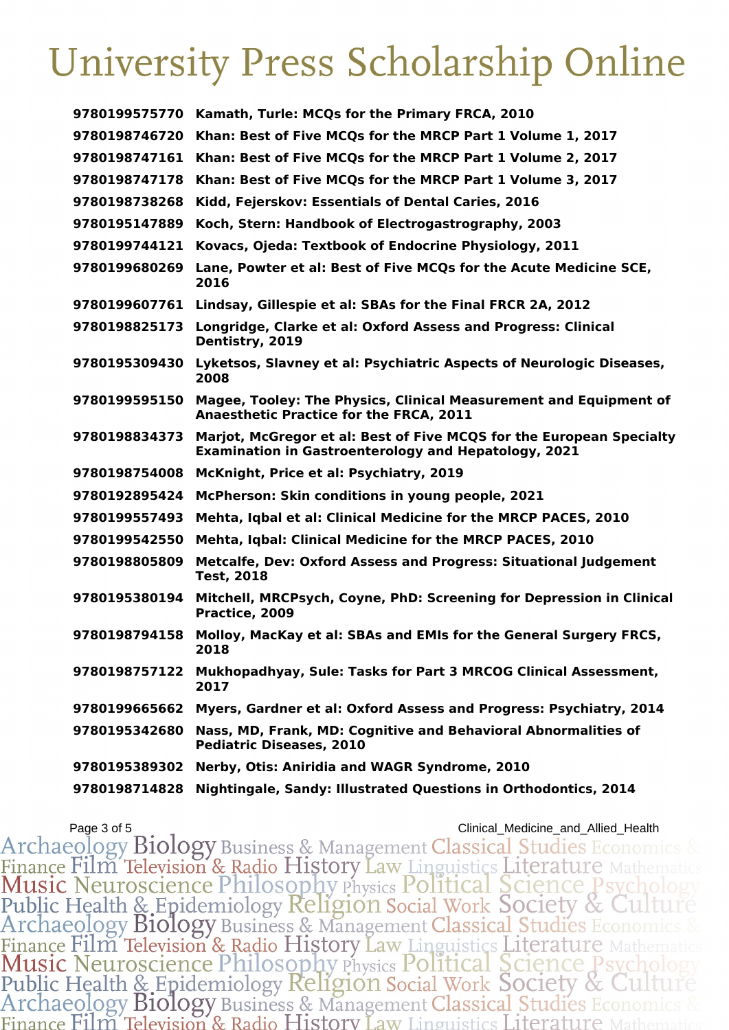| | |
|---|---|
| 9780199575770 | Kamath, Turle: MCQs for the Primary FRCA, 2010 |
| 9780198746720 | Khan: Best of Five MCQs for the MRCP Part 1 Volume 1, 2017 |
| 9780198747161 | Khan: Best of Five MCQs for the MRCP Part 1 Volume 2, 2017 |
| 9780198747178 | Khan: Best of Five MCQs for the MRCP Part 1 Volume 3, 2017 |
| 9780198738268 | Kidd, Fejerskov: Essentials of Dental Caries, 2016 |
| 9780195147889 | Koch, Stern: Handbook of Electrogastrography, 2003 |
| 9780199744121 | Kovacs, Ojeda: Textbook of Endocrine Physiology, 2011 |
| 9780199680269 | Lane, Powter et al: Best of Five MCQs for the Acute Medicine SCE, 2016 |
| 9780199607761 | Lindsay, Gillespie et al: SBAs for the Final FRCR 2A, 2012 |
| 9780198825173 | Longridge, Clarke et al: Oxford Assess and Progress: Clinical Dentistry, 2019 |
| 9780195309430 | Lyketsos, Slavney et al: Psychiatric Aspects of Neurologic Diseases, 2008 |
| 9780199595150 | Magee, Tooley: The Physics, Clinical Measurement and Equipment of Anaesthetic Practice for the FRCA, 2011 |
| 9780198834373 | Marjot, McGregor et al: Best of Five MCQS for the European Specialty Examination in Gastroenterology and Hepatology, 2021 |
| 9780198754008 | McKnight, Price et al: Psychiatry, 2019 |
| 9780192895424 | McPherson: Skin conditions in young people, 2021 |
| 9780199557493 | Mehta, Iqbal et al: Clinical Medicine for the MRCP PACES, 2010 |
| 9780199542550 | Mehta, Iqbal: Clinical Medicine for the MRCP PACES, 2010 |
| 9780198805809 | Metcalfe, Dev: Oxford Assess and Progress: Situational Judgement Test, 2018 |
| 9780195380194 | Mitchell, MRCPsych, Coyne, PhD: Screening for Depression in Clinical Practice, 2009 |
| 9780198794158 | Molloy, MacKay et al: SBAs and EMIs for the General Surgery FRCS, 2018 |
| 9780198757122 | Mukhopadhyay, Sule: Tasks for Part 3 MRCOG Clinical Assessment, 2017 |
| 9780199665662 | Myers, Gardner et al: Oxford Assess and Progress: Psychiatry, 2014 |
| 9780195342680 | Nass, MD, Frank, MD: Cognitive and Behavioral Abnormalities of Pediatric Diseases, 2010 |
| 9780195389302 | Nerby, Otis: Aniridia and WAGR Syndrome, 2010 |
| 9780198714828 | Nightingale, Sandy: Illustrated Questions in Orthodontics, 2014 |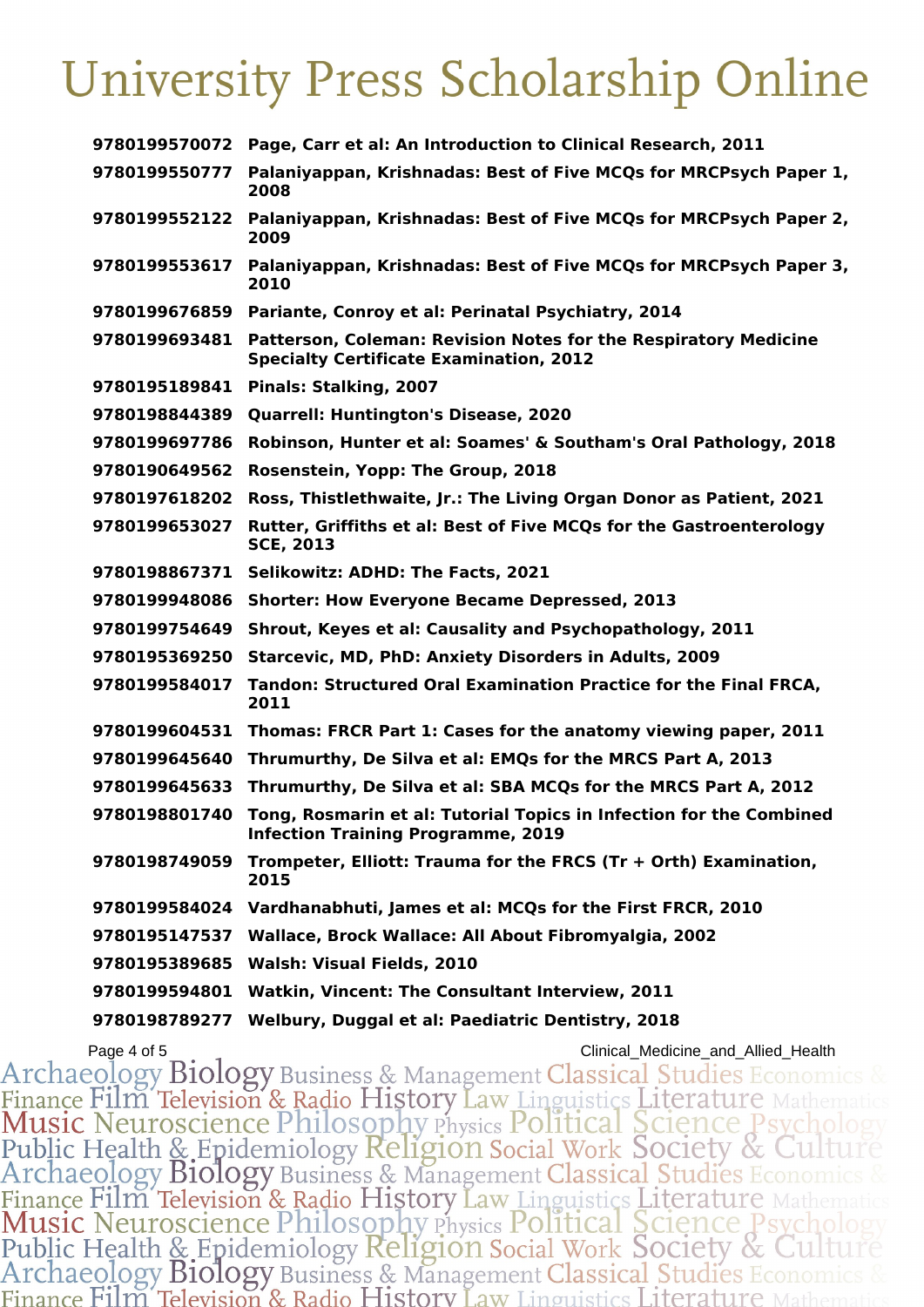**9780199570072** **Page, Carr et al: An Introduction to Clinical Research, 2011**

**9780199550777** **Palaniyappan, Krishnadas: Best of Five MCQs for MRCPsych Paper 1, 2008**

**9780199552122** **Palaniyappan, Krishnadas: Best of Five MCQs for MRCPsych Paper 2, 2009**

**9780199553617** **Palaniyappan, Krishnadas: Best of Five MCQs for MRCPsych Paper 3, 2010**

**9780199676859** **Pariante, Conroy et al: Perinatal Psychiatry, 2014**

**9780199693481** **Patterson, Coleman: Revision Notes for the Respiratory Medicine Specialty Certificate Examination, 2012**

**9780195189841** **Pinals: Stalking, 2007**

**9780198844389** **Quarrell: Huntington's Disease, 2020**

**9780199697786** **Robinson, Hunter et al: Soames' & Southam's Oral Pathology, 2018**

**9780190649562** **Rosenstein, Yopp: The Group, 2018**

**9780197618202** **Ross, Thistlethwaite, Jr.: The Living Organ Donor as Patient, 2021**

**9780199653027** **Rutter, Griffiths et al: Best of Five MCQs for the Gastroenterology SCE, 2013**

**9780198867371** **Selikowitz: ADHD: The Facts, 2021**

**9780199948086** **Shorter: How Everyone Became Depressed, 2013**

**9780199754649** **Shrout, Keyes et al: Causality and Psychopathology, 2011**

**9780195369250** **Starcevic, MD, PhD: Anxiety Disorders in Adults, 2009**

**9780199584017** **Tandon: Structured Oral Examination Practice for the Final FRCA, 2011**

**9780199604531** **Thomas: FRCR Part 1: Cases for the anatomy viewing paper, 2011**

**9780199645640** **Thrumurthy, De Silva et al: EMQs for the MRCS Part A, 2013**

**9780199645633** **Thrumurthy, De Silva et al: SBA MCQs for the MRCS Part A, 2012**

**9780198801740** **Tong, Rosmarin et al: Tutorial Topics in Infection for the Combined Infection Training Programme, 2019**

**9780198749059** **Trompeter, Elliott: Trauma for the FRCS (Tr + Orth) Examination, 2015**

**9780199584024** **Vardhanabhuti, James et al: MCQs for the First FRCR, 2010**

**9780195147537** **Wallace, Brock Wallace: All About Fibromyalgia, 2002**

**9780195389685** **Walsh: Visual Fields, 2010**

**9780199594801** **Watkin, Vincent: The Consultant Interview, 2011**

**9780198789277** **Welbury, Duggal et al: Paediatric Dentistry, 2018**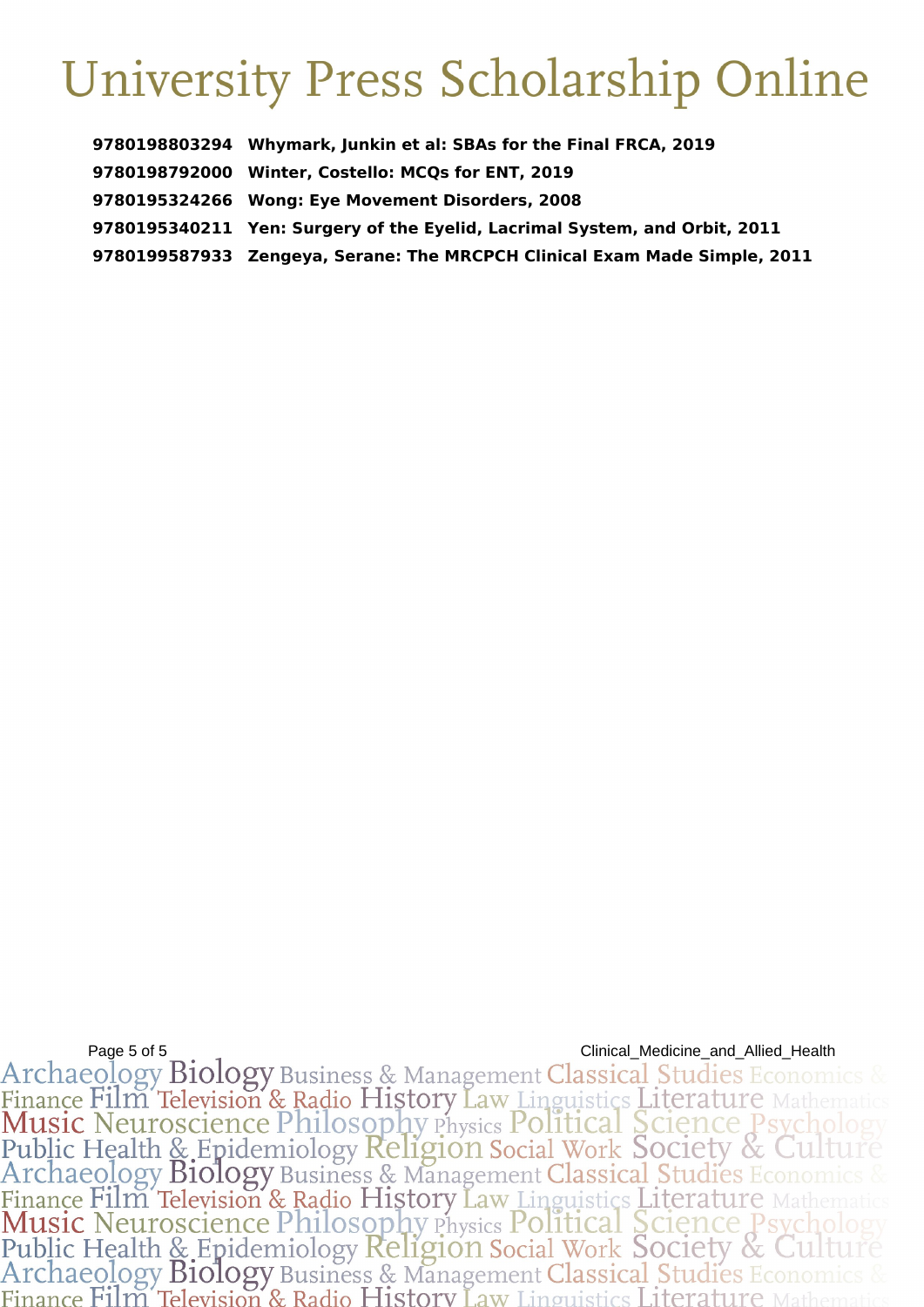# University Press Scholarship Online

| | |
|---|---|
| **9780198803294** | **Whymark, Junkin et al: SBAs for the Final FRCA, 2019** |
| **9780198792000** | **Winter, Costello: MCQs for ENT, 2019** |
| **9780195324266** | **Wong: Eye Movement Disorders, 2008** |
| **9780195340211** | **Yen: Surgery of the Eyelid, Lacrimal System, and Orbit, 2011** |
| **9780199587933** | **Zengeya, Serane: The MRCPCH Clinical Exam Made Simple, 2011** |